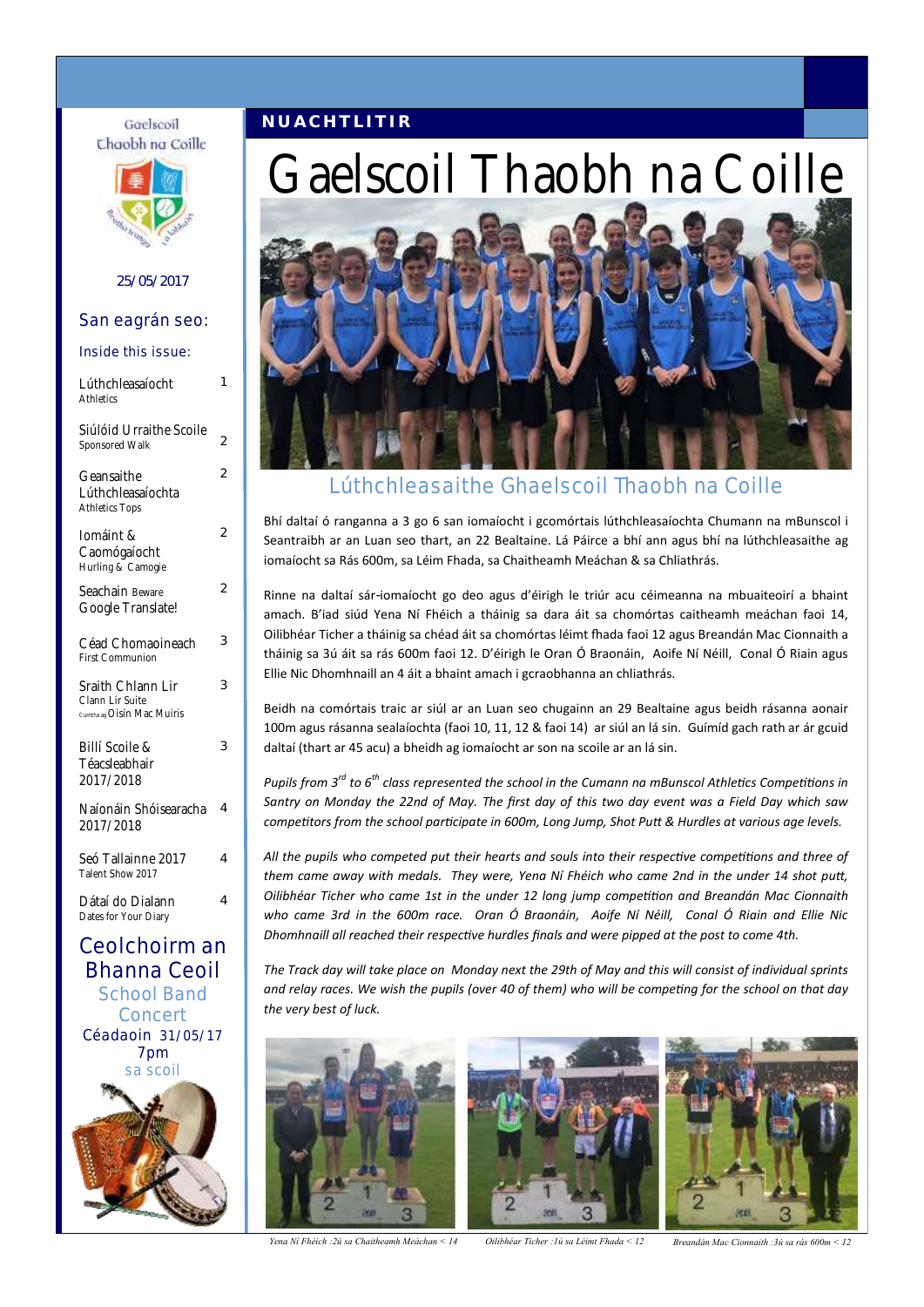# NUACHTLITIR

# Gaelscoil Thaobh na Coille

Gaelscoil Chaobh na Coille

25/05/2017

## San eagrán seo:

### Inside this issue:

| | |
|---|---|
| Lúthchleasaíocht Athletics | 1 |
| Siúlóid Urraithe Scoile Sponsored Walk | 2 |
| Geansaithe Lúthchleasaíochta Athletics Tops | 2 |
| Iomáint & Caomógaíocht Hurling & Camogie | 2 |
| Seachain Beware Google Translate! | 2 |
| Céad Chomaoineach First Communion | 3 |
| Sraith Chlann Lir Clann Lir Suite Cumtha ag Oisín Mac Muiris | 3 |
| Billí Scoile & Téacsleabhair 2017/2018 | 3 |
| Naíonáin Shóisearacha 2017/2018 | 4 |
| Seó Tallainne 2017 Talent Show 2017 | 4 |
| Dátaí do Dialann Dates for Your Diary | 4 |

## Ceolchoirm an Bhanna Ceoil

### School Band Concert

Céadaoin 31/05/17
7pm
sa scoil

## Lúthchleasaithe Ghaelscoil Thaobh na Coille

Bhí daltaí ó ranganna a 3 go 6 san iomaíocht i gcomórtais lúthchleasaíochta Chumann na mBunscol i Seantraibh ar an Luan seo thart, an 22 Bealtaine. Lá Páirce a bhí ann agus bhí na lúthchleasaithe ag iomaíocht sa Rás 600m, sa Léim Fhada, sa Chaitheamh Meáchan & sa Chliathrás.

Rinne na daltaí sár-iomaíocht go deo agus d'éirigh le triúr acu céimeanna na mbuaiteoirí a bhaint amach. B'iad siúd Yena Ní Fhéich a tháinig sa dara áit sa chomórtas caitheamh meáchan faoi 14, Oilibhéar Ticher a tháinig sa chéad áit sa chomórtas léimt fhada faoi 12 agus Breandán Mac Cionnaith a tháinig sa 3ú áit sa rás 600m faoi 12. D'éirigh le Oran Ó Braonáin, Aoife Ní Néill, Conal Ó Riain agus Ellie Nic Dhomhnaill an 4 áit a bhaint amach i gcraobhanna an chliathrás.

Beidh na comórtais traic ar siúl ar an Luan seo chugainn an 29 Bealtaine agus beidh rásanna aonair 100m agus rásanna sealaíochta (faoi 10, 11, 12 & faoi 14) ar siúl an lá sin. Guímíd gach rath ar ár gcuid daltaí (thart ar 45 acu) a bheidh ag iomaíocht ar son na scoile ar an lá sin.

*Pupils from 3rd to 6th class represented the school in the Cumann na mBunscol Athletics Competitions in Santry on Monday the 22nd of May. The first day of this two day event was a Field Day which saw competitors from the school participate in 600m, Long Jump, Shot Putt & Hurdles at various age levels.*

*All the pupils who competed put their hearts and souls into their respective competitions and three of them came away with medals. They were, Yena Ní Fhéich who came 2nd in the under 14 shot putt, Oilibhéar Ticher who came 1st in the under 12 long jump competition and Breandán Mac Cionnaith who came 3rd in the 600m race. Oran Ó Braonáin, Aoife Ní Néill, Conal Ó Riain and Ellie Nic Dhomhnaill all reached their respective hurdles finals and were pipped at the post to come 4th.*

*The Track day will take place on Monday next the 29th of May and this will consist of individual sprints and relay races. We wish the pupils (over 40 of them) who will be competing for the school on that day the very best of luck.*

*Yena Ní Fhéich :2ú sa Chaitheamh Meáchan < 14*

*Oilibhéar Ticher :1ú sa Léimt Fhada < 12*

*Breandán Mac Cionnaith :3ú sa rás 600m < 12*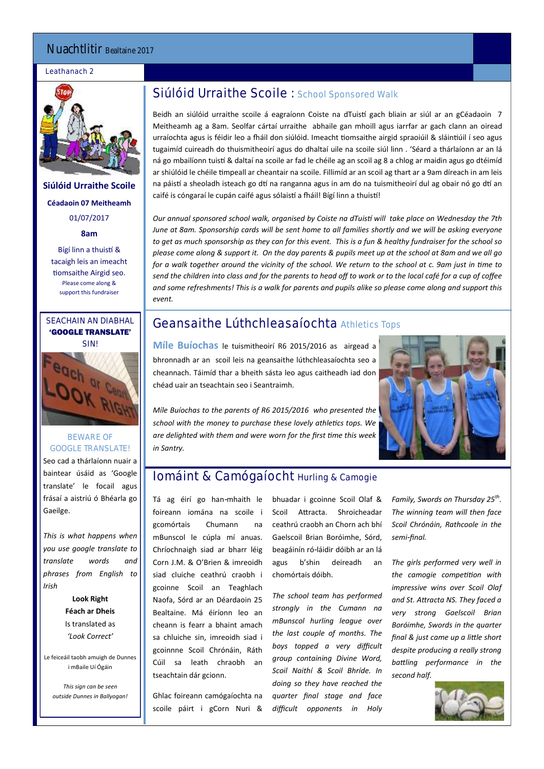# Nuachtlitir Bealtaine 2017

Leathanach 2

## Siúlóid Urraithe Scoile : School Sponsored Walk

Beidh an siúlóid urraithe scoile á eagraíonn Coiste na dTuistí gach bliain ar siúl ar an gCéadaoin 7 Meitheamh ag a 8am. Seolfar cártaí urraithe abhaile gan mhoill agus iarrfar ar gach clann an oiread urraíochta agus is féidir leo a fháil don siúlóid. Imeacht tiomsaithe airgid spraoiúil & sláintiúil í seo agus tugaimíd cuireadh do thuismitheoirí agus do dhaltaí uile na scoile siúl linn . 'Séard a thárlaíonn ar an lá ná go mbailíonn tuistí & daltaí na scoile ar fad le chéile ag an scoil ag 8 a chlog ar maidin agus go dtéimíd ar shiúlóid le chéile timpeall ar cheantair na scoile. Fillimíd ar an scoil ag thart ar a 9am díreach in am leis na páistí a sheoladh isteach go dtí na ranganna agus in am do na tuismitheoirí dul ag obair nó go dtí an caifé is cóngaraí le cupán caifé agus sólaistí a fháil! Bígí linn a thuistí!

*Our annual sponsored school walk, organised by Coiste na dTuistí will take place on Wednesday the 7th June at 8am. Sponsorship cards will be sent home to all families shortly and we will be asking everyone to get as much sponsorship as they can for this event. This is a fun & healthy fundraiser for the school so please come along & support it. On the day parents & pupils meet up at the school at 8am and we all go for a walk together around the vicinity of the school. We return to the school at c. 9am just in time to send the children into class and for the parents to head off to work or to the local café for a cup of coffee and some refreshments! This is a walk for parents and pupils alike so please come along and support this event.*

**Siúlóid Urraithe Scoile**

**Céadaoin 07 Meitheamh**

01/07/2017

**8am**

Bígí linn a thuistí & tacaigh leis an imeacht tiomsaithe Airgid seo.

Please come along & support this fundraiser

## Geansaithe Lúthchleasaíochta Athletics Tops

**Míle Buíochas** le tuismitheoirí R6 2015/2016 as airgead a bhronnadh ar an scoil leis na geansaithe lúthchleasaíochta seo a cheannach. Táimíd thar a bheith sásta leo agus caitheadh iad don chéad uair an tseachtain seo i Seantraimh.

*Míle Buíochas to the parents of R6 2015/2016 who presented the school with the money to purchase these lovely athletics tops. We are delighted with them and were worn for the first time this week in Santry.*

## Iomáint & Camógaíocht Hurling & Camogie

Tá ag éirí go han-mhaith le foireann iomána na scoile i gcomórtais Chumann na mBunscol le cúpla mí anuas. Chríochnaigh siad ar bharr léig Corn J.M. & O'Brien & imreoidh siad cluiche ceathrú craobh i gcoinne Scoil an Teaghlach Naofa, Sórd ar an Déardaoin 25 Bealtaine. Má éiríonn leo an cheann is fearr a bhaint amach sa chluiche sin, imreoidh siad i gcoinne Scoil Chrónáin, Ráth Cúil sa leath chraobh an tseachtain dár gcionn.

Ghlac foireann camógaíochta na scoile páirt i gCorn Nuri & bhuadar i gcoinne Scoil Olaf & Scoil Attracta. Shroicheadar ceathrú craobh an Chorn ach bhí Gaelscoil Brian Boróimhe, Sórd, beagáinín ró-láidir dóibh ar an lá agus b'shin deireadh an chomórtais dóibh.

*The school team has performed strongly in the Cumann na mBunscol hurling league over the last couple of months. The boys topped a very difficult group containing Divine Word, Scoil Naithí & Scoil Bhríde. In doing so they have reached the quarter final stage and face difficult opponents in Holy Family, Swords on Thursday 25th. The winning team will then face Scoil Chrónáin, Rathcoole in the semi-final.*

*The girls performed very well in the camogie competition with impressive wins over Scoil Olaf and St. Attracta NS. They faced a very strong Gaelscoil Brian Boróimhe, Swords in the quarter final & just came up a little short despite producing a really strong battling performance in the second half.*

---

SEACHAIN AN DIABHAL **'GOOGLE TRANSLATE'** SIN!

BEWARE OF GOOGLE TRANSLATE!

Seo cad a thárlaíonn nuair a baintear úsáid as 'Google translate' le focail agus frásaí a aistriú ó Bhéarla go Gaeilge.

*This is what happens when you use google translate to translate words and phrases from English to Irish*

**Look Right**
**Féach ar Dheis**
Is translated as
*'Look Correct'*

Le feiceáil taobh amuigh de Dunnes i mBaile Uí Ógáin

*This sign can be seen outside Dunnes in Ballyogan!*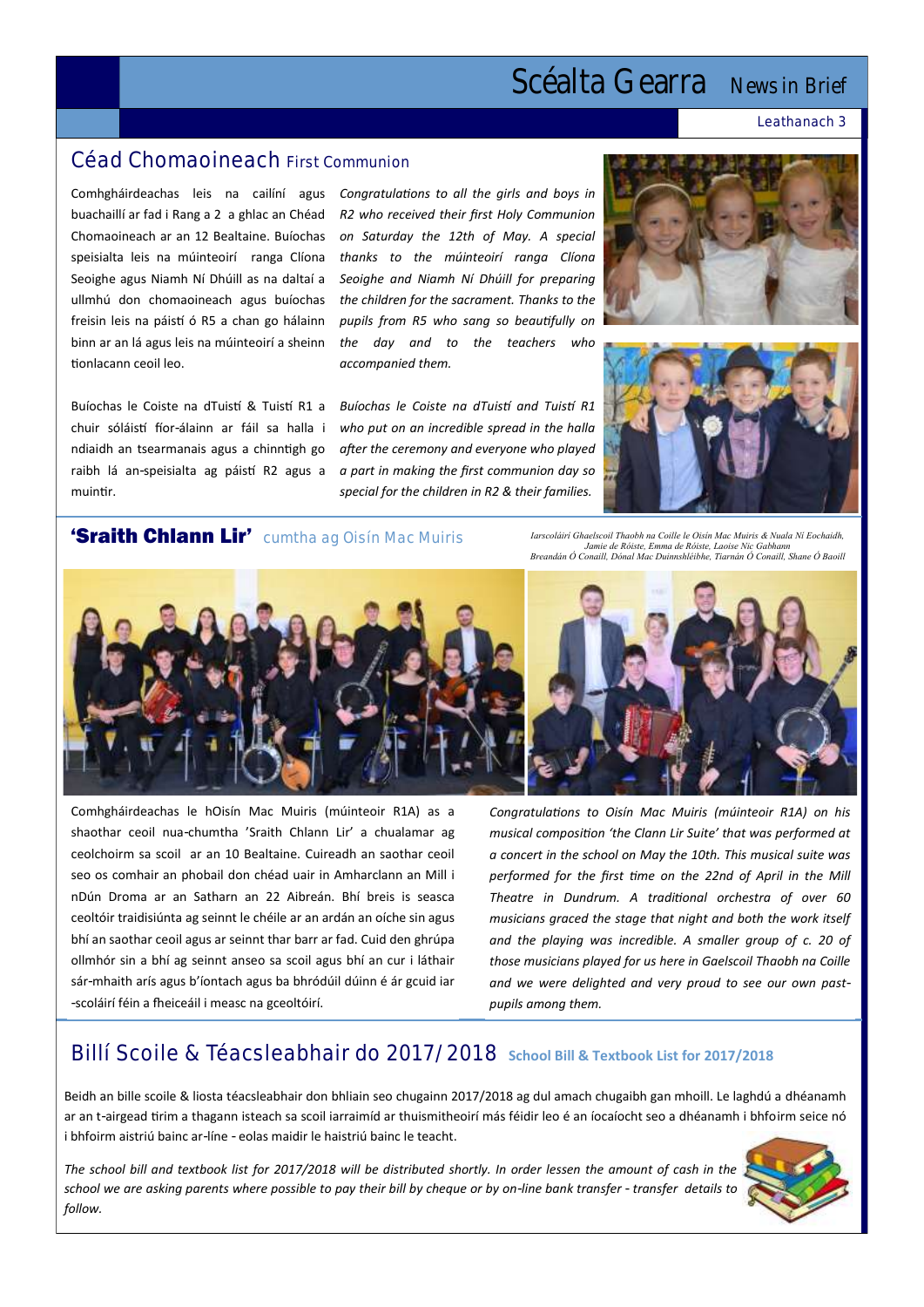## Céad Chomaoineach First Communion

Comhghháirdeachas leis na cailíní agus buachaillí ar fad i Rang a 2 a ghlac an Chéad Chomaoineach ar an 12 Bealtaine. Buíochas speisialta leis na múinteoirí ranga Clíona Seoighe agus Niamh Ní Dhúill as na daltaí a ullmhú don chomaoineach agus buíochas freisin leis na páistí ó R5 a chan go hálainn binn ar an lá agus leis na múinteoirí a sheinn tionlacann ceoil leo.

*Congratulations to all the girls and boys in R2 who received their first Holy Communion on Saturday the 12th of May. A special thanks to the múinteoirí ranga Clíona Seoighe and Niamh Ní Dhúill for preparing the children for the sacrament. Thanks to the pupils from R5 who sang so beautifully on the day and to the teachers who accompanied them.*

Buíochas le Coiste na dTuistí & Tuistí R1 a chuir sóláistí fíor-álainn ar fáil sa halla i ndiaidh an tsearmanais agus a chinntigh go raibh lá an-speisialta ag páistí R2 agus a muintir.

*Buíochas le Coiste na dTuistí and Tuistí R1 who put on an incredible spread in the halla after the ceremony and everyone who played a part in making the first communion day so special for the children in R2 & their families.*

## 'Sraith Chlann Lir' cumtha ag Oisín Mac Muiris

*Iarscoláirí Ghaelscoil Thaobh na Coille le Oisín Mac Muiris & Nuala Ní Eochaidh, Jamie de Róiste, Emma de Róiste, Laoise Nic Gabhann Breandán Ó Conaill, Dónal Mac Duinnshléibhe, Tiarnán Ó Conaill, Shane Ó Baoill*

Comhghháirdeachas le hOisín Mac Muiris (múinteoir R1A) as a shaothar ceoil nua-chumtha 'Sraith Chlann Lir' a chualamar ag ceolchoirm sa scoil ar an 10 Bealtaine. Cuireadh an saothar ceoil seo os comhair an phobail don chéad uair in Amharclann an Mill i nDún Droma ar an Satharn an 22 Aibreán. Bhí breis is seasca ceoltóir traidisiúnta ag seinnt le chéile ar an ardán an oíche sin agus bhí an saothar ceoil agus ar seinnt thar barr ar fad. Cuid den ghrúpa ollmhór sin a bhí ag seinnt anseo sa scoil agus bhí an cur i láthair sár-mhaith arís agus b'íontach agus ba bhródúil dúinn é ár gcuid iar-scoláirí féin a fheiceáil i measc na gceoltóirí.

*Congratulations to Oisín Mac Muiris (múinteoir R1A) on his musical composition 'the Clann Lir Suite' that was performed at a concert in the school on May the 10th. This musical suite was performed for the first time on the 22nd of April in the Mill Theatre in Dundrum. A traditional orchestra of over 60 musicians graced the stage that night and both the work itself and the playing was incredible. A smaller group of c. 20 of those musicians played for us here in Gaelscoil Thaobh na Coille and we were delighted and very proud to see our own past-pupils among them.*

## Billí Scoile & Téacsleabhair do 2017/2018 School Bill & Textbook List for 2017/2018

Beidh an bille scoile & liosta téacsleabhair don bhliain seo chugainn 2017/2018 ag dul amach chugaibh gan mhoill. Le laghdú a dhéanamh ar an t-airgead tirim a thagann isteach sa scoil iarraimíd ar thuismitheoirí más féidir leo é an íocaíocht seo a dhéanamh i bhfoirm seice nó i bhfoirm aistriú bainc ar-líne - eolas maidir le haistriú bainc le teacht.

*The school bill and textbook list for 2017/2018 will be distributed shortly. In order lessen the amount of cash in the school we are asking parents where possible to pay their bill by cheque or by on-line bank transfer - transfer details to follow.*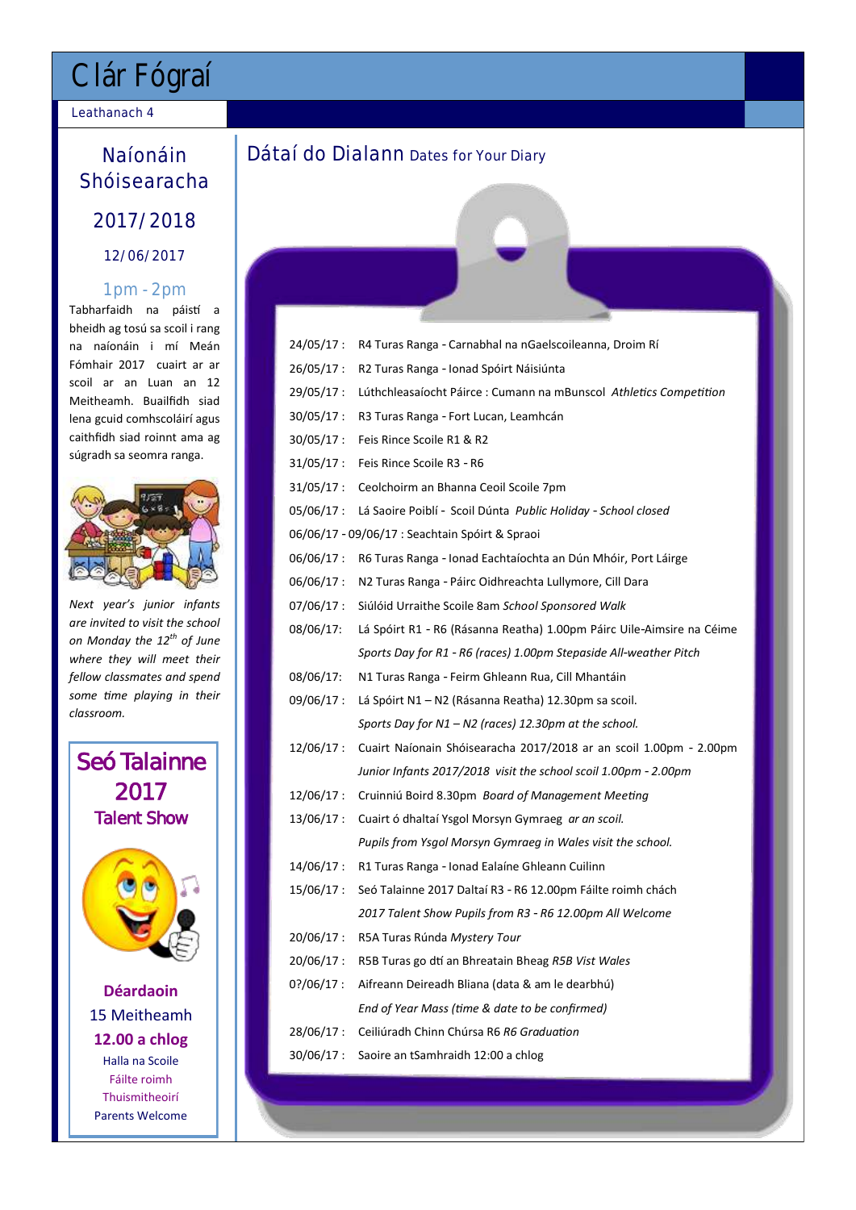# Clár Fógraí

Leathanach 4

## Naíonáin Shóisearacha 2017/2018

12/06/2017

1pm - 2pm

Tabharfaidh na páistí a bheidh ag tosú sa scoil i rang na naíonáin i mí Meán Fómhair 2017 cuairt ar ar scoil ar an Luan an 12 Meitheamh. Buailfidh siad lena gcuid comhscoláirí agus caithfidh siad roinnt ama ag súgradh sa seomra ranga.

*Next year's junior infants are invited to visit the school on Monday the 12th of June where they will meet their fellow classmates and spend some time playing in their classroom.*

## Seó Talainne 2017

### Talent Show

**Déardaoin**

15 Meitheamh

**12.00 a chlog**

Halla na Scoile

Fáilte roimh Thuismitheoirí

Parents Welcome

## Dátaí do Dialann Dates for Your Diary

24/05/17 : R4 Turas Ranga - Carnabhal na nGaelscoileanna, Droim Rí

26/05/17 : R2 Turas Ranga - Ionad Spóirt Náisiúnta

29/05/17 : Lúthchleasaíocht Páirce : Cumann na mBunscol *Athletics Competition*

30/05/17 : R3 Turas Ranga - Fort Lucan, Leamhcán

30/05/17 : Feis Rince Scoile R1 & R2

31/05/17 : Feis Rince Scoile R3 - R6

31/05/17 : Ceolchoirm an Bhanna Ceoil Scoile 7pm

05/06/17 : Lá Saoire Poiblí - Scoil Dúnta *Public Holiday - School closed*

06/06/17 - 09/06/17 : Seachtain Spóirt & Spraoi

06/06/17 : R6 Turas Ranga - Ionad Eachtaíochta an Dún Mhóir, Port Láirge

06/06/17 : N2 Turas Ranga - Páirc Oidhreachta Lullymore, Cill Dara

07/06/17 : Siúlóid Urraithe Scoile 8am *School Sponsored Walk*

08/06/17: Lá Spóirt R1 - R6 (Rásanna Reatha) 1.00pm Páirc Uile-Aimsire na Céime
*Sports Day for R1 - R6 (races) 1.00pm Stepaside All-weather Pitch*

08/06/17: N1 Turas Ranga - Feirm Ghleann Rua, Cill Mhantáin

09/06/17 : Lá Spóirt N1 – N2 (Rásanna Reatha) 12.30pm sa scoil.
*Sports Day for N1 – N2 (races) 12.30pm at the school.*

12/06/17 : Cuairt Naíonain Shóisearacha 2017/2018 ar an scoil 1.00pm - 2.00pm
*Junior Infants 2017/2018 visit the school scoil 1.00pm - 2.00pm*

12/06/17 : Cruinniú Boird 8.30pm *Board of Management Meeting*

13/06/17 : Cuairt ó dhaltaí Ysgol Morsyn Gymraeg *ar an scoil.*
*Pupils from Ysgol Morsyn Gymraeg in Wales visit the school.*

14/06/17 : R1 Turas Ranga - Ionad Ealaíne Ghleann Cuilinn

15/06/17 : Seó Talainne 2017 Daltaí R3 - R6 12.00pm Fáilte roimh chách
*2017 Talent Show Pupils from R3 - R6 12.00pm All Welcome*

20/06/17 : R5A Turas Rúnda *Mystery Tour*

20/06/17 : R5B Turas go dtí an Bhreatain Bheag *R5B Vist Wales*

0?/06/17 : Aifreann Deireadh Bliana (data & am le dearbhú)
*End of Year Mass (time & date to be confirmed)*

28/06/17 : Ceiliúradh Chinn Chúrsa R6 *R6 Graduation*

30/06/17 : Saoire an tSamhraidh 12:00 a chlog